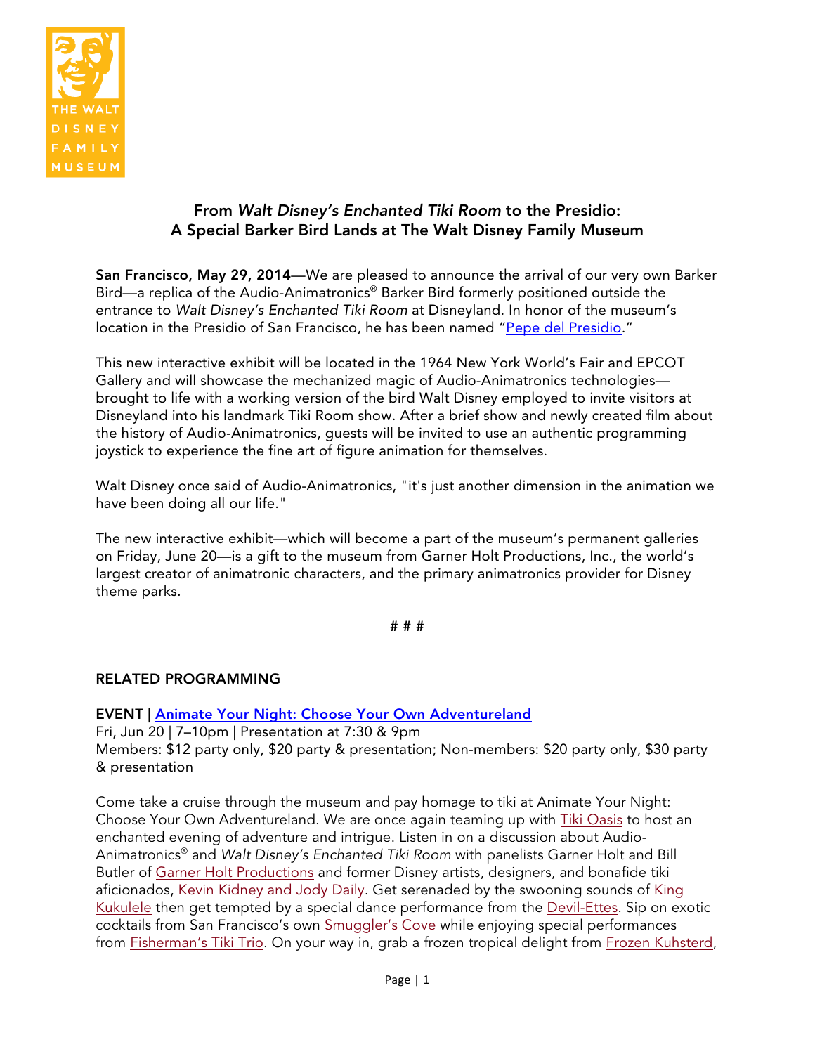THE WALT DISNEY FAMILY MUSEUM

## From *Walt Disney's Enchanted Tiki Room* to the Presidio: A Special Barker Bird Lands at The Walt Disney Family Museum

**San Francisco, May 29, 2014**—We are pleased to announce the arrival of our very own Barker Bird—a replica of the Audio-Animatronics® Barker Bird formerly positioned outside the entrance to *Walt Disney's Enchanted Tiki Room* at Disneyland. In honor of the museum's location in the Presidio of San Francisco, he has been named "Pepe del Presidio."

This new interactive exhibit will be located in the 1964 New York World's Fair and EPCOT Gallery and will showcase the mechanized magic of Audio-Animatronics technologies—brought to life with a working version of the bird Walt Disney employed to invite visitors at Disneyland into his landmark Tiki Room show. After a brief show and newly created film about the history of Audio-Animatronics, guests will be invited to use an authentic programming joystick to experience the fine art of figure animation for themselves.

Walt Disney once said of Audio-Animatronics, "it's just another dimension in the animation we have been doing all our life."

The new interactive exhibit—which will become a part of the museum's permanent galleries on Friday, June 20—is a gift to the museum from Garner Holt Productions, Inc., the world's largest creator of animatronic characters, and the primary animatronics provider for Disney theme parks.

# # #

### RELATED PROGRAMMING

**EVENT | Animate Your Night: Choose Your Own Adventureland**
Fri, Jun 20 | 7–10pm | Presentation at 7:30 & 9pm
Members: $12 party only, $20 party & presentation; Non-members: $20 party only, $30 party & presentation

Come take a cruise through the museum and pay homage to tiki at Animate Your Night: Choose Your Own Adventureland. We are once again teaming up with Tiki Oasis to host an enchanted evening of adventure and intrigue. Listen in on a discussion about Audio-Animatronics® and *Walt Disney's Enchanted Tiki Room* with panelists Garner Holt and Bill Butler of Garner Holt Productions and former Disney artists, designers, and bonafide tiki aficionados, Kevin Kidney and Jody Daily. Get serenaded by the swooning sounds of King Kukulele then get tempted by a special dance performance from the Devil-Ettes. Sip on exotic cocktails from San Francisco's own Smuggler's Cove while enjoying special performances from Fisherman's Tiki Trio. On your way in, grab a frozen tropical delight from Frozen Kuhsterd,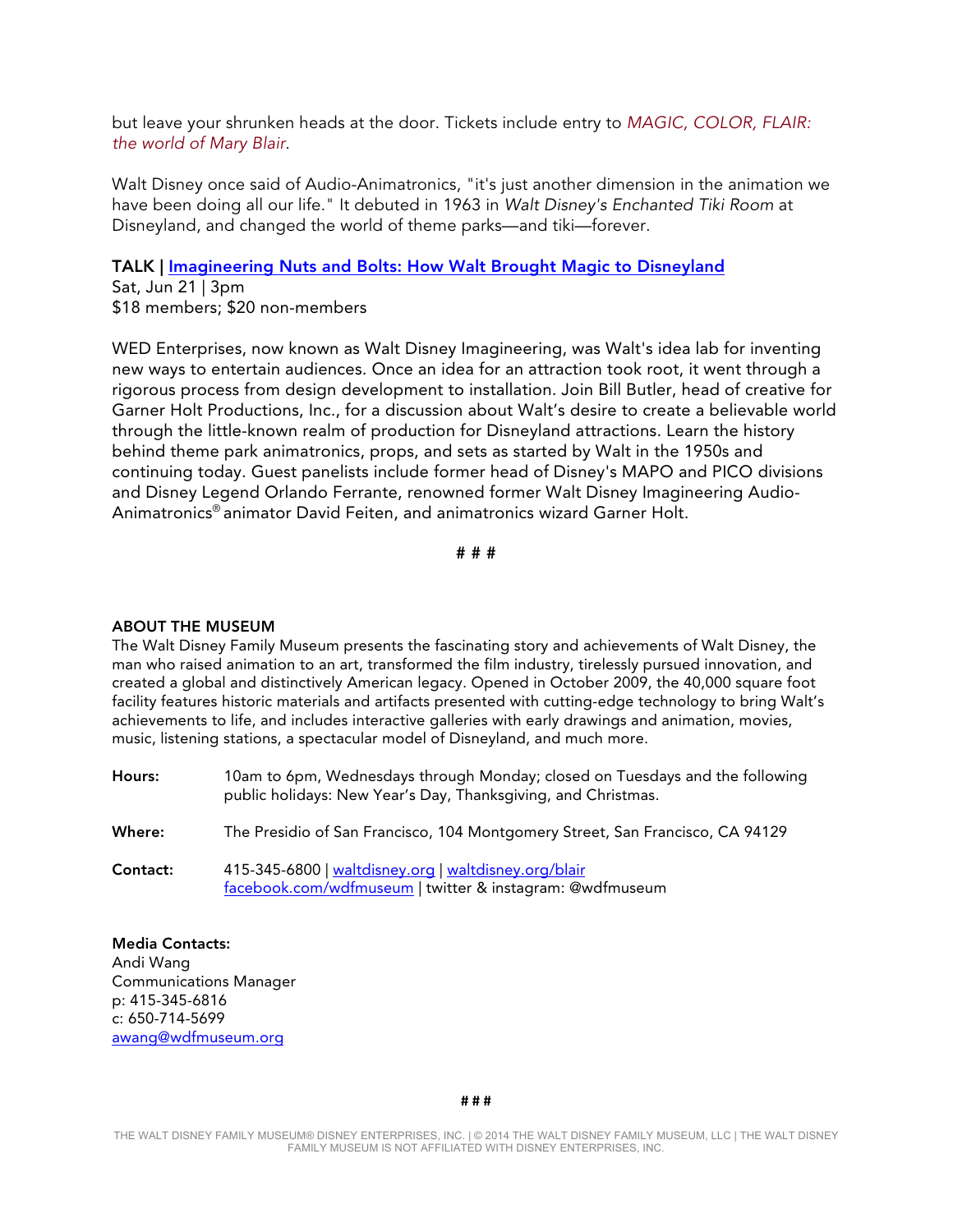but leave your shrunken heads at the door. Tickets include entry to *MAGIC, COLOR, FLAIR: the world of Mary Blair*.

Walt Disney once said of Audio-Animatronics, "it's just another dimension in the animation we have been doing all our life." It debuted in 1963 in *Walt Disney's Enchanted Tiki Room* at Disneyland, and changed the world of theme parks—and tiki—forever.

**TALK | Imagineering Nuts and Bolts: How Walt Brought Magic to Disneyland**
Sat, Jun 21 | 3pm
$18 members; $20 non-members

WED Enterprises, now known as Walt Disney Imagineering, was Walt's idea lab for inventing new ways to entertain audiences. Once an idea for an attraction took root, it went through a rigorous process from design development to installation. Join Bill Butler, head of creative for Garner Holt Productions, Inc., for a discussion about Walt's desire to create a believable world through the little-known realm of production for Disneyland attractions. Learn the history behind theme park animatronics, props, and sets as started by Walt in the 1950s and continuing today. Guest panelists include former head of Disney's MAPO and PICO divisions and Disney Legend Orlando Ferrante, renowned former Walt Disney Imagineering Audio-Animatronics® animator David Feiten, and animatronics wizard Garner Holt.

# # #

**ABOUT THE MUSEUM**
The Walt Disney Family Museum presents the fascinating story and achievements of Walt Disney, the man who raised animation to an art, transformed the film industry, tirelessly pursued innovation, and created a global and distinctively American legacy. Opened in October 2009, the 40,000 square foot facility features historic materials and artifacts presented with cutting-edge technology to bring Walt's achievements to life, and includes interactive galleries with early drawings and animation, movies, music, listening stations, a spectacular model of Disneyland, and much more.

| | |
|---|---|
| **Hours:** | 10am to 6pm, Wednesdays through Monday; closed on Tuesdays and the following public holidays: New Year's Day, Thanksgiving, and Christmas. |
| **Where:** | The Presidio of San Francisco, 104 Montgomery Street, San Francisco, CA 94129 |
| **Contact:** | 415-345-6800 \| waltdisney.org \| waltdisney.org/blair<br>facebook.com/wdfmuseum \| twitter & instagram: @wdfmuseum |

**Media Contacts:**
Andi Wang
Communications Manager
p: 415-345-6816
c: 650-714-5699
awang@wdfmuseum.org

# # #

THE WALT DISNEY FAMILY MUSEUM® DISNEY ENTERPRISES, INC. | © 2014 THE WALT DISNEY FAMILY MUSEUM, LLC | THE WALT DISNEY FAMILY MUSEUM IS NOT AFFILIATED WITH DISNEY ENTERPRISES, INC.